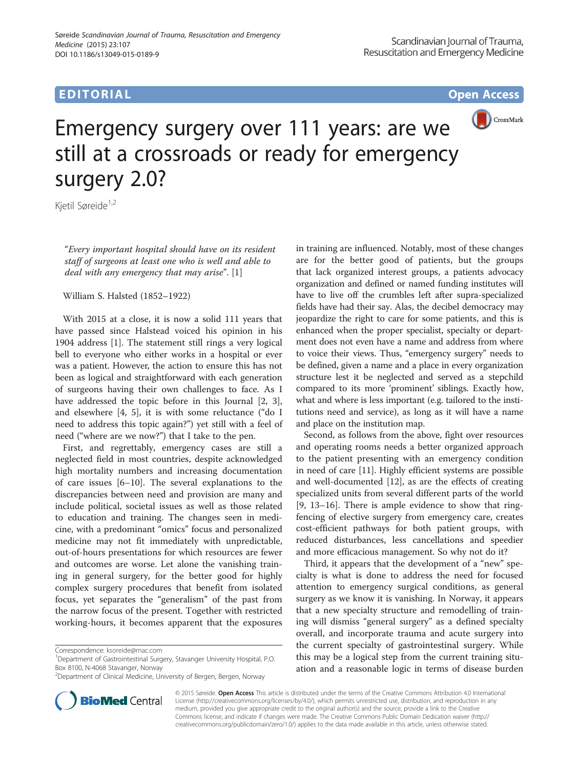EDITORIAL Open Access

# Emergency surgery over 111 years: are we still at a crossroads or ready for emergency surgery 2.0?

Kjetil Søreide[1,2]

> "*Every important hospital should have on its resident staff of surgeons at least one who is well and able to deal with any emergency that may arise*". [1]

William S. Halsted (1852–1922)

With 2015 at a close, it is now a solid 111 years that have passed since Halstead voiced his opinion in his 1904 address [1]. The statement still rings a very logical bell to everyone who either works in a hospital or ever was a patient. However, the action to ensure this has not been as logical and straightforward with each generation of surgeons having their own challenges to face. As I have addressed the topic before in this Journal [2, 3], and elsewhere [4, 5], it is with some reluctance ("do I need to address this topic again?") yet still with a feel of need ("where are we now?") that I take to the pen.

First, and regrettably, emergency cases are still a neglected field in most countries, despite acknowledged high mortality numbers and increasing documentation of care issues [6–10]. The several explanations to the discrepancies between need and provision are many and include political, societal issues as well as those related to education and training. The changes seen in medicine, with a predominant "omics" focus and personalized medicine may not fit immediately with unpredictable, out-of-hours presentations for which resources are fewer and outcomes are worse. Let alone the vanishing training in general surgery, for the better good for highly complex surgery procedures that benefit from isolated focus, yet separates the "generalism" of the past from the narrow focus of the present. Together with restricted working-hours, it becomes apparent that the exposures in training are influenced. Notably, most of these changes are for the better good of patients, but the groups that lack organized interest groups, a patients advocacy organization and defined or named funding institutes will have to live off the crumbles left after supra-specialized fields have had their say. Alas, the decibel democracy may jeopardize the right to care for some patients, and this is enhanced when the proper specialist, specialty or department does not even have a name and address from where to voice their views. Thus, "emergency surgery" needs to be defined, given a name and a place in every organization structure lest it be neglected and served as a stepchild compared to its more 'prominent' siblings. Exactly how, what and where is less important (e.g. tailored to the institutions need and service), as long as it will have a name and place on the institution map.

Second, as follows from the above, fight over resources and operating rooms needs a better organized approach to the patient presenting with an emergency condition in need of care [11]. Highly efficient systems are possible and well-documented [12], as are the effects of creating specialized units from several different parts of the world [9, 13–16]. There is ample evidence to show that ring-fencing of elective surgery from emergency care, creates cost-efficient pathways for both patient groups, with reduced disturbances, less cancellations and speedier and more efficacious management. So why not do it?

Third, it appears that the development of a "new" specialty is what is done to address the need for focused attention to emergency surgical conditions, as general surgery as we know it is vanishing. In Norway, it appears that a new specialty structure and remodelling of training will dismiss "general surgery" as a defined specialty overall, and incorporate trauma and acute surgery into the current specialty of gastrointestinal surgery. While this may be a logical step from the current training situation and a reasonable logic in terms of disease burden

Correspondence: ksoreide@mac.com
[1]Department of Gastrointestinal Surgery, Stavanger University Hospital, P.O. Box 8100, N-4068 Stavanger, Norway
[2]Department of Clinical Medicine, University of Bergen, Bergen, Norway

© 2015 Søreide. **Open Access** This article is distributed under the terms of the Creative Commons Attribution 4.0 International License (http://creativecommons.org/licenses/by/4.0/), which permits unrestricted use, distribution, and reproduction in any medium, provided you give appropriate credit to the original author(s) and the source, provide a link to the Creative Commons license, and indicate if changes were made. The Creative Commons Public Domain Dedication waiver (http://creativecommons.org/publicdomain/zero/1.0/) applies to the data made available in this article, unless otherwise stated.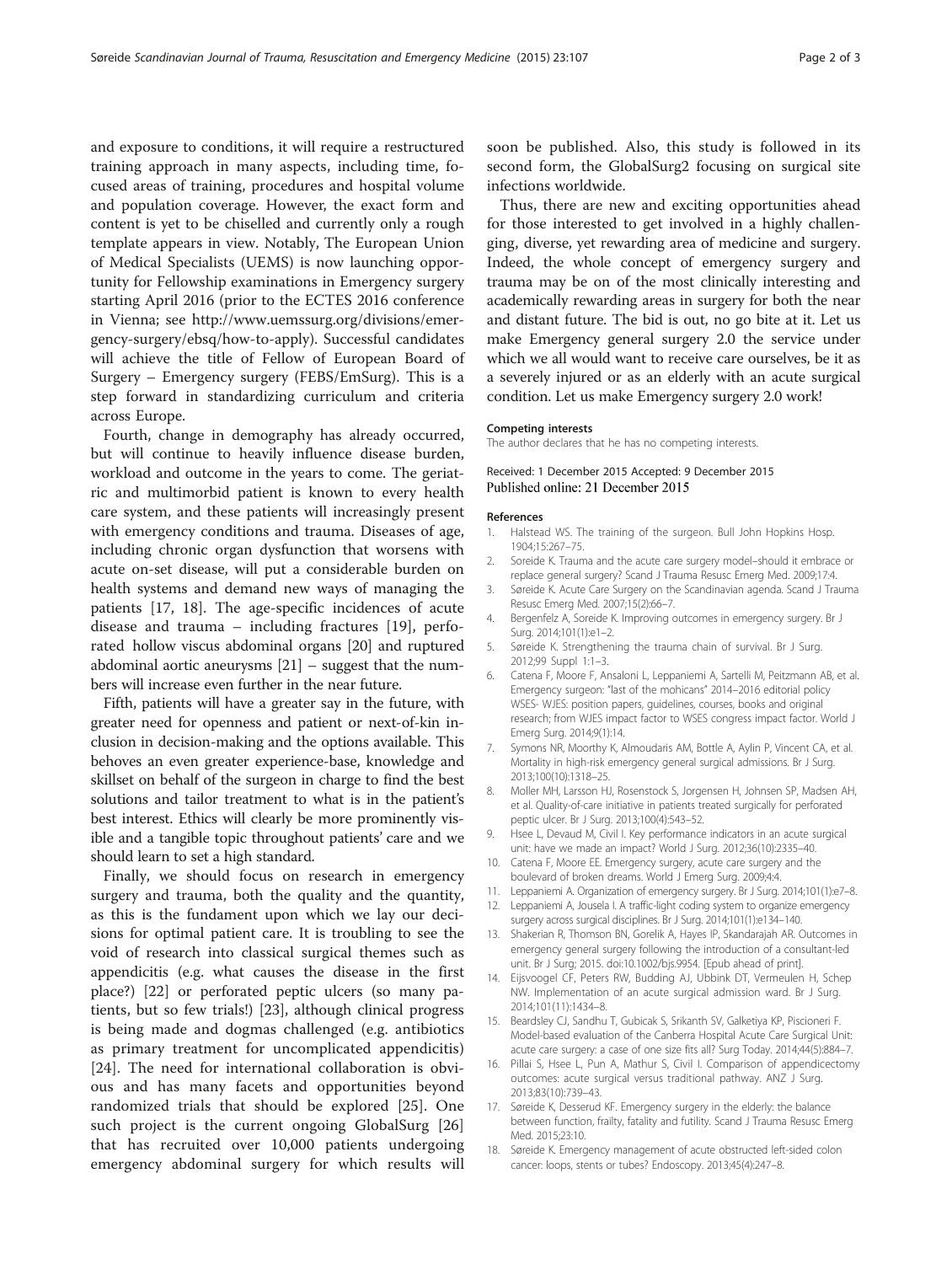and exposure to conditions, it will require a restructured training approach in many aspects, including time, focused areas of training, procedures and hospital volume and population coverage. However, the exact form and content is yet to be chiselled and currently only a rough template appears in view. Notably, The European Union of Medical Specialists (UEMS) is now launching opportunity for Fellowship examinations in Emergency surgery starting April 2016 (prior to the ECTES 2016 conference in Vienna; see http://www.uemssurg.org/divisions/emergency-surgery/ebsq/how-to-apply). Successful candidates will achieve the title of Fellow of European Board of Surgery – Emergency surgery (FEBS/EmSurg). This is a step forward in standardizing curriculum and criteria across Europe.

Fourth, change in demography has already occurred, but will continue to heavily influence disease burden, workload and outcome in the years to come. The geriatric and multimorbid patient is known to every health care system, and these patients will increasingly present with emergency conditions and trauma. Diseases of age, including chronic organ dysfunction that worsens with acute on-set disease, will put a considerable burden on health systems and demand new ways of managing the patients [17, 18]. The age-specific incidences of acute disease and trauma – including fractures [19], perforated hollow viscus abdominal organs [20] and ruptured abdominal aortic aneurysms [21] – suggest that the numbers will increase even further in the near future.

Fifth, patients will have a greater say in the future, with greater need for openness and patient or next-of-kin inclusion in decision-making and the options available. This behoves an even greater experience-base, knowledge and skillset on behalf of the surgeon in charge to find the best solutions and tailor treatment to what is in the patient's best interest. Ethics will clearly be more prominently visible and a tangible topic throughout patients' care and we should learn to set a high standard.

Finally, we should focus on research in emergency surgery and trauma, both the quality and the quantity, as this is the fundament upon which we lay our decisions for optimal patient care. It is troubling to see the void of research into classical surgical themes such as appendicitis (e.g. what causes the disease in the first place?) [22] or perforated peptic ulcers (so many patients, but so few trials!) [23], although clinical progress is being made and dogmas challenged (e.g. antibiotics as primary treatment for uncomplicated appendicitis) [24]. The need for international collaboration is obvious and has many facets and opportunities beyond randomized trials that should be explored [25]. One such project is the current ongoing GlobalSurg [26] that has recruited over 10,000 patients undergoing emergency abdominal surgery for which results will soon be published. Also, this study is followed in its second form, the GlobalSurg2 focusing on surgical site infections worldwide.

Thus, there are new and exciting opportunities ahead for those interested to get involved in a highly challenging, diverse, yet rewarding area of medicine and surgery. Indeed, the whole concept of emergency surgery and trauma may be on of the most clinically interesting and academically rewarding areas in surgery for both the near and distant future. The bid is out, no go bite at it. Let us make Emergency general surgery 2.0 the service under which we all would want to receive care ourselves, be it as a severely injured or as an elderly with an acute surgical condition. Let us make Emergency surgery 2.0 work!

#### Competing interests

The author declares that he has no competing interests.

Received: 1 December 2015 Accepted: 9 December 2015
Published online: 21 December 2015

#### References

1. Halstead WS. The training of the surgeon. Bull John Hopkins Hosp. 1904;15:267–75.
2. Soreide K. Trauma and the acute care surgery model–should it embrace or replace general surgery? Scand J Trauma Resusc Emerg Med. 2009;17:4.
3. Søreide K. Acute Care Surgery on the Scandinavian agenda. Scand J Trauma Resusc Emerg Med. 2007;15(2):66–7.
4. Bergenfelz A, Soreide K. Improving outcomes in emergency surgery. Br J Surg. 2014;101(1):e1–2.
5. Søreide K. Strengthening the trauma chain of survival. Br J Surg. 2012;99 Suppl 1:1–3.
6. Catena F, Moore F, Ansaloni L, Leppaniemi A, Sartelli M, Peitzmann AB, et al. Emergency surgeon: "last of the mohicans" 2014–2016 editorial policy WSES- WJES: position papers, guidelines, courses, books and original research; from WJES impact factor to WSES congress impact factor. World J Emerg Surg. 2014;9(1):14.
7. Symons NR, Moorthy K, Almoudaris AM, Bottle A, Aylin P, Vincent CA, et al. Mortality in high-risk emergency general surgical admissions. Br J Surg. 2013;100(10):1318–25.
8. Moller MH, Larsson HJ, Rosenstock S, Jorgensen H, Johnsen SP, Madsen AH, et al. Quality-of-care initiative in patients treated surgically for perforated peptic ulcer. Br J Surg. 2013;100(4):543–52.
9. Hsee L, Devaud M, Civil I. Key performance indicators in an acute surgical unit: have we made an impact? World J Surg. 2012;36(10):2335–40.
10. Catena F, Moore EE. Emergency surgery, acute care surgery and the boulevard of broken dreams. World J Emerg Surg. 2009;4:4.
11. Leppaniemi A. Organization of emergency surgery. Br J Surg. 2014;101(1):e7–8.
12. Leppaniemi A, Jousela I. A traffic-light coding system to organize emergency surgery across surgical disciplines. Br J Surg. 2014;101(1):e134–140.
13. Shakerian R, Thomson BN, Gorelik A, Hayes IP, Skandarajah AR. Outcomes in emergency general surgery following the introduction of a consultant-led unit. Br J Surg; 2015. doi:10.1002/bjs.9954. [Epub ahead of print].
14. Eijsvoogel CF, Peters RW, Budding AJ, Ubbink DT, Vermeulen H, Schep NW. Implementation of an acute surgical admission ward. Br J Surg. 2014;101(11):1434–8.
15. Beardsley CJ, Sandhu T, Gubicak S, Srikanth SV, Galketiya KP, Piscioneri F. Model-based evaluation of the Canberra Hospital Acute Care Surgical Unit: acute care surgery: a case of one size fits all? Surg Today. 2014;44(5):884–7.
16. Pillai S, Hsee L, Pun A, Mathur S, Civil I. Comparison of appendicectomy outcomes: acute surgical versus traditional pathway. ANZ J Surg. 2013;83(10):739–43.
17. Søreide K, Desserud KF. Emergency surgery in the elderly: the balance between function, frailty, fatality and futility. Scand J Trauma Resusc Emerg Med. 2015;23:10.
18. Søreide K. Emergency management of acute obstructed left-sided colon cancer: loops, stents or tubes? Endoscopy. 2013;45(4):247–8.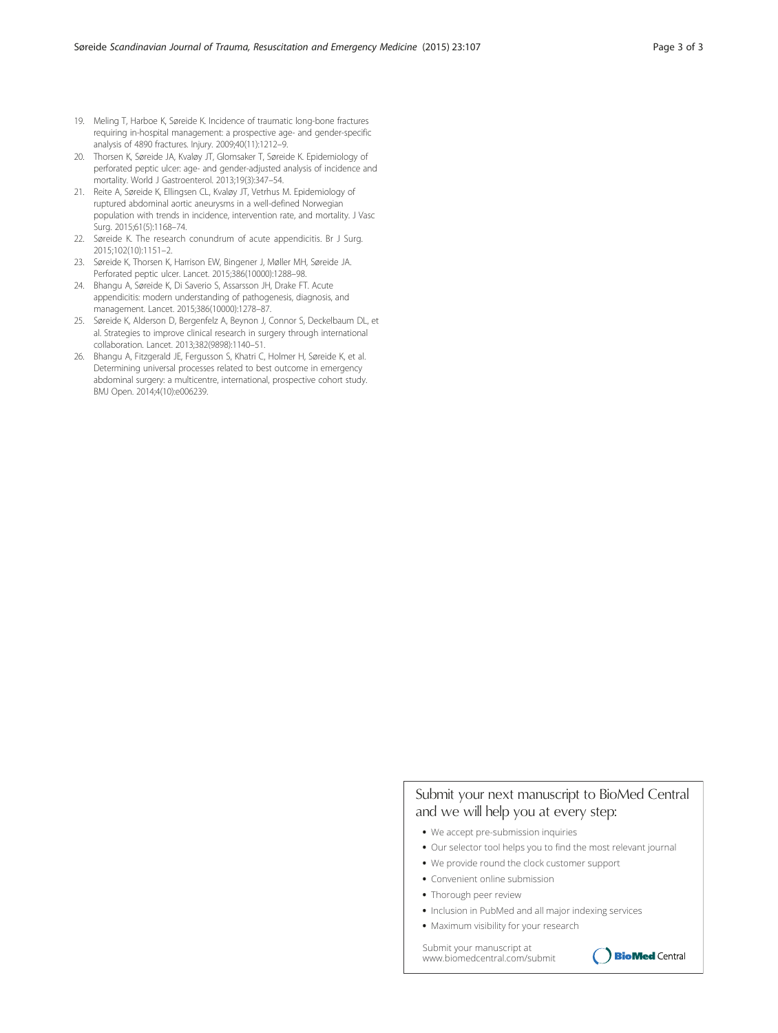19. Meling T, Harboe K, Søreide K. Incidence of traumatic long-bone fractures requiring in-hospital management: a prospective age- and gender-specific analysis of 4890 fractures. Injury. 2009;40(11):1212–9.
20. Thorsen K, Søreide JA, Kvaløy JT, Glomsaker T, Søreide K. Epidemiology of perforated peptic ulcer: age- and gender-adjusted analysis of incidence and mortality. World J Gastroenterol. 2013;19(3):347–54.
21. Reite A, Søreide K, Ellingsen CL, Kvaløy JT, Vetrhus M. Epidemiology of ruptured abdominal aortic aneurysms in a well-defined Norwegian population with trends in incidence, intervention rate, and mortality. J Vasc Surg. 2015;61(5):1168–74.
22. Søreide K. The research conundrum of acute appendicitis. Br J Surg. 2015;102(10):1151–2.
23. Søreide K, Thorsen K, Harrison EW, Bingener J, Møller MH, Søreide JA. Perforated peptic ulcer. Lancet. 2015;386(10000):1288–98.
24. Bhangu A, Søreide K, Di Saverio S, Assarsson JH, Drake FT. Acute appendicitis: modern understanding of pathogenesis, diagnosis, and management. Lancet. 2015;386(10000):1278–87.
25. Søreide K, Alderson D, Bergenfelz A, Beynon J, Connor S, Deckelbaum DL, et al. Strategies to improve clinical research in surgery through international collaboration. Lancet. 2013;382(9898):1140–51.
26. Bhangu A, Fitzgerald JE, Fergusson S, Khatri C, Holmer H, Søreide K, et al. Determining universal processes related to best outcome in emergency abdominal surgery: a multicentre, international, prospective cohort study. BMJ Open. 2014;4(10):e006239.

Submit your next manuscript to BioMed Central and we will help you at every step:

- We accept pre-submission inquiries
- Our selector tool helps you to find the most relevant journal
- We provide round the clock customer support
- Convenient online submission
- Thorough peer review
- Inclusion in PubMed and all major indexing services
- Maximum visibility for your research

Submit your manuscript at www.biomedcentral.com/submit

BioMed Central